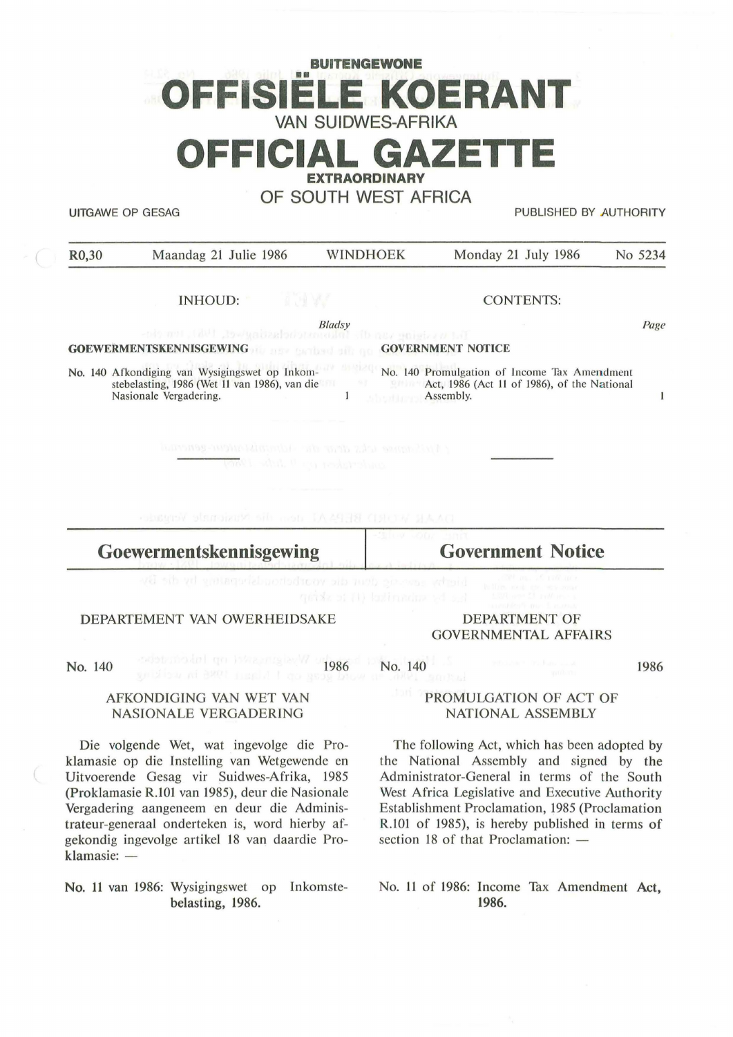**BUITENGEWONE**

# OFFISIËLE KOERANT

VAN SUIDWES-AFRIKA

# OFFICIAL GAZETTE

**EXTRAORDINARY**

OF SOUTH WEST AFRICA

UITGAWE OP GESAG | PUBLISHED BY AUTHORITY

| R0,30 | Maandag 21 Julie 1986 | WINDHOEK | Monday 21 July 1986 | No 5234 |
|---|---|---|---|---|

INHOUD: | CONTENTS:

| | *Bladsy* |
|---|---|
| **GOEWERMENTSKENNISGEWING** | |
| No. 140 Afkondiging van Wysigingswet op Inkomstebelasting, 1986 (Wet 11 van 1986), van die Nasionale Vergadering. | 1 |

| | *Page* |
|---|---|
| **GOVERNMENT NOTICE** | |
| No. 140 Promulgation of Income Tax Amendment Act, 1986 (Act 11 of 1986), of the National Assembly. | 1 |

---

## Goewermentskennisgewing

DEPARTEMENT VAN OWERHEIDSAKE

No. 140 — 1986

AFKONDIGING VAN WET VAN NASIONALE VERGADERING

Die volgende Wet, wat ingevolge die Proklamasie op die Instelling van Wetgewende en Uitvoerende Gesag vir Suidwes-Afrika, 1985 (Proklamasie R.101 van 1985), deur die Nasionale Vergadering aangeneem en deur die Administrateur-generaal onderteken is, word hierby afgekondig ingevolge artikel 18 van daardie Proklamasie: —

**No. 11 van 1986: Wysigingswet op Inkomstebelasting, 1986.**

## Government Notice

DEPARTMENT OF GOVERNMENTAL AFFAIRS

No. 140 — 1986

PROMULGATION OF ACT OF NATIONAL ASSEMBLY

The following Act, which has been adopted by the National Assembly and signed by the Administrator-General in terms of the South West Africa Legislative and Executive Authority Establishment Proclamation, 1985 (Proclamation R.101 of 1985), is hereby published in terms of section 18 of that Proclamation: —

**No. 11 of 1986: Income Tax Amendment Act, 1986.**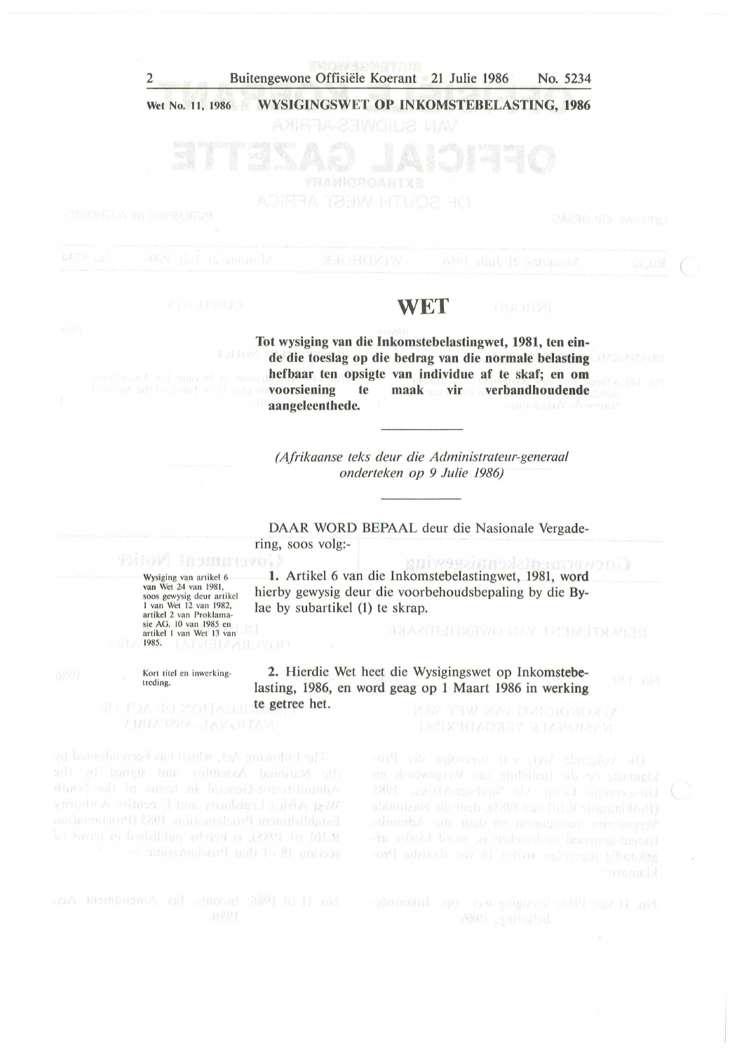Wet No. 11, 1986 **WYSIGINGSWET OP INKOMSTEBELASTING, 1986**

# WET

**Tot wysiging van die Inkomstebelastingwet, 1981, ten einde die toeslag op die bedrag van die normale belasting hefbaar ten opsigte van individue af te skaf; en om voorsiening te maak vir verbandhoudende aangeleenthede.**

---

*(Afrikaanse teks deur die Administrateur-generaal onderteken op 9 Julie 1986)*

---

DAAR WORD BEPAAL deur die Nasionale Vergadering, soos volg:-

*Wysiging van artikel 6 van Wet 24 van 1981, soos gewysig deur artikel 1 van Wet 12 van 1982, artikel 2 van Proklamasie AG. 10 van 1985 en artikel 1 van Wet 13 van 1985.*

**1.** Artikel 6 van die Inkomstebelastingwet, 1981, word hierby gewysig deur die voorbehoudsbepaling by die Bylae by subartikel (1) te skrap.

*Kort titel en inwerkingtreding.*

**2.** Hierdie Wet heet die Wysigingswet op Inkomstebelasting, 1986, en word geag op 1 Maart 1986 in werking te getree het.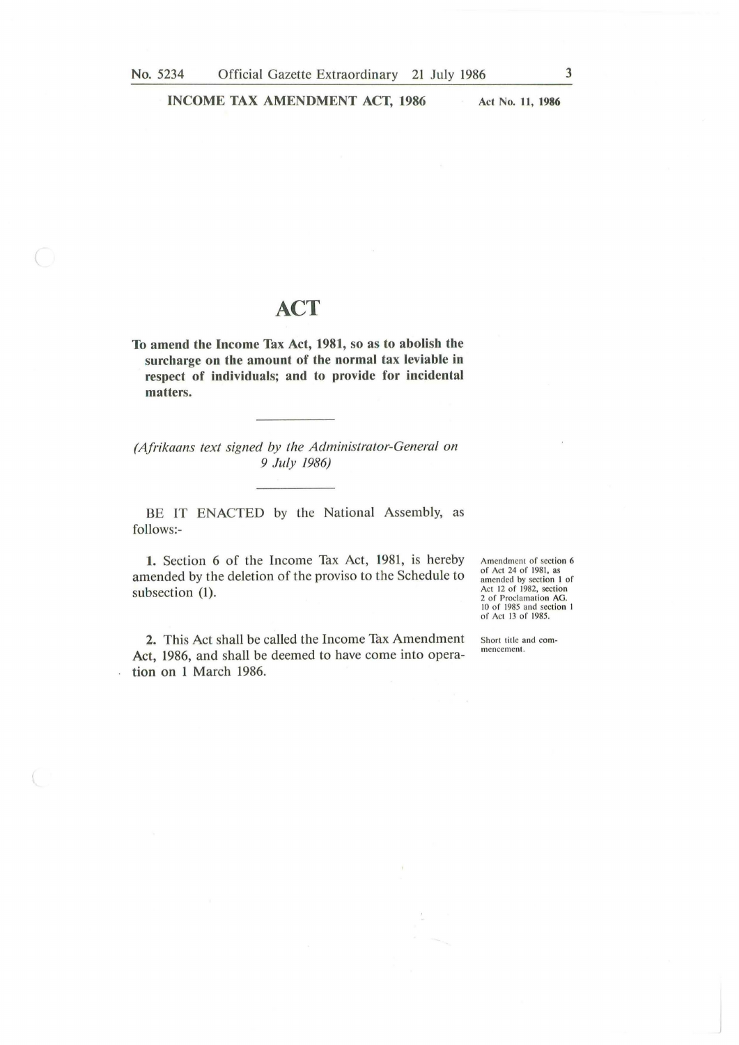# ACT

**To amend the Income Tax Act, 1981, so as to abolish the surcharge on the amount of the normal tax leviable in respect of individuals; and to provide for incidental matters.**

*(Afrikaans text signed by the Administrator-General on 9 July 1986)*

BE IT ENACTED by the National Assembly, as follows:-

Amendment of section 6 of Act 24 of 1981, as amended by section 1 of Act 12 of 1982, section 2 of Proclamation AG. 10 of 1985 and section 1 of Act 13 of 1985.

**1.** Section 6 of the Income Tax Act, 1981, is hereby amended by the deletion of the proviso to the Schedule to subsection (1).

Short title and commencement.

**2.** This Act shall be called the Income Tax Amendment Act, 1986, and shall be deemed to have come into operation on 1 March 1986.